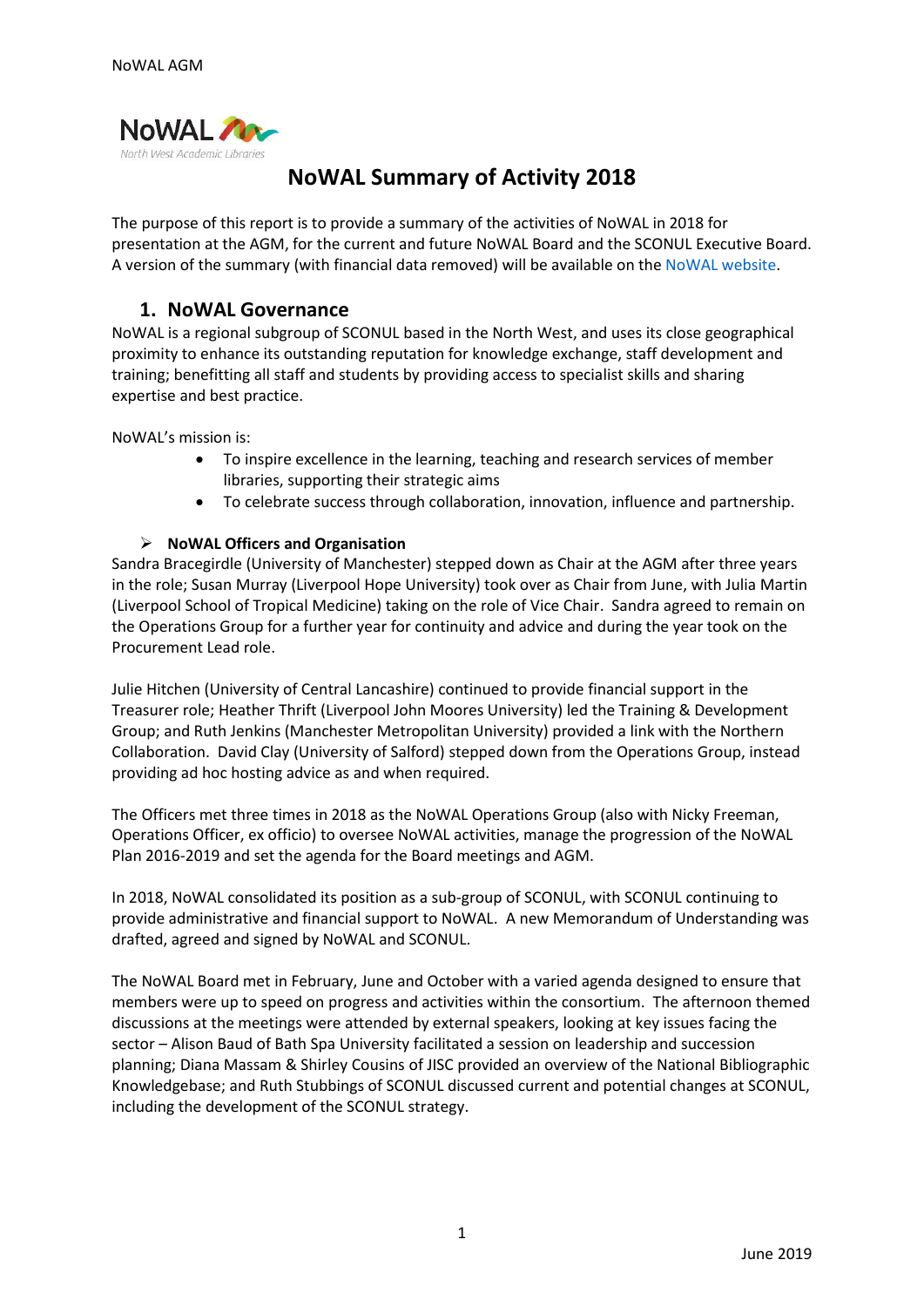# NoWAL Summary of Activity 2018

The purpose of this report is to provide a summary of the activities of NoWAL in 2018 for presentation at the AGM, for the current and future NoWAL Board and the SCONUL Executive Board. A version of the summary (with financial data removed) will be available on the NoWAL website.

## 1. NoWAL Governance

NoWAL is a regional subgroup of SCONUL based in the North West, and uses its close geographical proximity to enhance its outstanding reputation for knowledge exchange, staff development and training; benefitting all staff and students by providing access to specialist skills and sharing expertise and best practice.

NoWAL's mission is:

- To inspire excellence in the learning, teaching and research services of member libraries, supporting their strategic aims
- To celebrate success through collaboration, innovation, influence and partnership.

### NoWAL Officers and Organisation

Sandra Bracegirdle (University of Manchester) stepped down as Chair at the AGM after three years in the role; Susan Murray (Liverpool Hope University) took over as Chair from June, with Julia Martin (Liverpool School of Tropical Medicine) taking on the role of Vice Chair. Sandra agreed to remain on the Operations Group for a further year for continuity and advice and during the year took on the Procurement Lead role.

Julie Hitchen (University of Central Lancashire) continued to provide financial support in the Treasurer role; Heather Thrift (Liverpool John Moores University) led the Training & Development Group; and Ruth Jenkins (Manchester Metropolitan University) provided a link with the Northern Collaboration. David Clay (University of Salford) stepped down from the Operations Group, instead providing ad hoc hosting advice as and when required.

The Officers met three times in 2018 as the NoWAL Operations Group (also with Nicky Freeman, Operations Officer, ex officio) to oversee NoWAL activities, manage the progression of the NoWAL Plan 2016-2019 and set the agenda for the Board meetings and AGM.

In 2018, NoWAL consolidated its position as a sub-group of SCONUL, with SCONUL continuing to provide administrative and financial support to NoWAL. A new Memorandum of Understanding was drafted, agreed and signed by NoWAL and SCONUL.

The NoWAL Board met in February, June and October with a varied agenda designed to ensure that members were up to speed on progress and activities within the consortium. The afternoon themed discussions at the meetings were attended by external speakers, looking at key issues facing the sector – Alison Baud of Bath Spa University facilitated a session on leadership and succession planning; Diana Massam & Shirley Cousins of JISC provided an overview of the National Bibliographic Knowledgebase; and Ruth Stubbings of SCONUL discussed current and potential changes at SCONUL, including the development of the SCONUL strategy.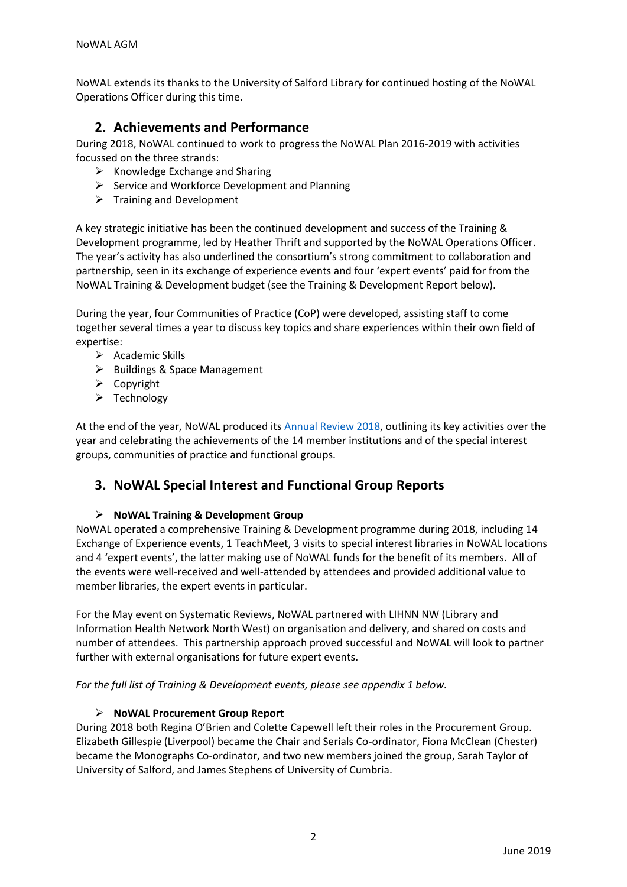NoWAL extends its thanks to the University of Salford Library for continued hosting of the NoWAL Operations Officer during this time.

## 2. Achievements and Performance

During 2018, NoWAL continued to work to progress the NoWAL Plan 2016-2019 with activities focussed on the three strands:

- Knowledge Exchange and Sharing
- Service and Workforce Development and Planning
- Training and Development

A key strategic initiative has been the continued development and success of the Training & Development programme, led by Heather Thrift and supported by the NoWAL Operations Officer. The year's activity has also underlined the consortium's strong commitment to collaboration and partnership, seen in its exchange of experience events and four 'expert events' paid for from the NoWAL Training & Development budget (see the Training & Development Report below).

During the year, four Communities of Practice (CoP) were developed, assisting staff to come together several times a year to discuss key topics and share experiences within their own field of expertise:

- Academic Skills
- Buildings & Space Management
- Copyright
- Technology

At the end of the year, NoWAL produced its Annual Review 2018, outlining its key activities over the year and celebrating the achievements of the 14 member institutions and of the special interest groups, communities of practice and functional groups.

## 3. NoWAL Special Interest and Functional Group Reports

- **NoWAL Training & Development Group**

NoWAL operated a comprehensive Training & Development programme during 2018, including 14 Exchange of Experience events, 1 TeachMeet, 3 visits to special interest libraries in NoWAL locations and 4 'expert events', the latter making use of NoWAL funds for the benefit of its members. All of the events were well-received and well-attended by attendees and provided additional value to member libraries, the expert events in particular.

For the May event on Systematic Reviews, NoWAL partnered with LIHNN NW (Library and Information Health Network North West) on organisation and delivery, and shared on costs and number of attendees. This partnership approach proved successful and NoWAL will look to partner further with external organisations for future expert events.

*For the full list of Training & Development events, please see appendix 1 below.*

- **NoWAL Procurement Group Report**

During 2018 both Regina O'Brien and Colette Capewell left their roles in the Procurement Group. Elizabeth Gillespie (Liverpool) became the Chair and Serials Co-ordinator, Fiona McClean (Chester) became the Monographs Co-ordinator, and two new members joined the group, Sarah Taylor of University of Salford, and James Stephens of University of Cumbria.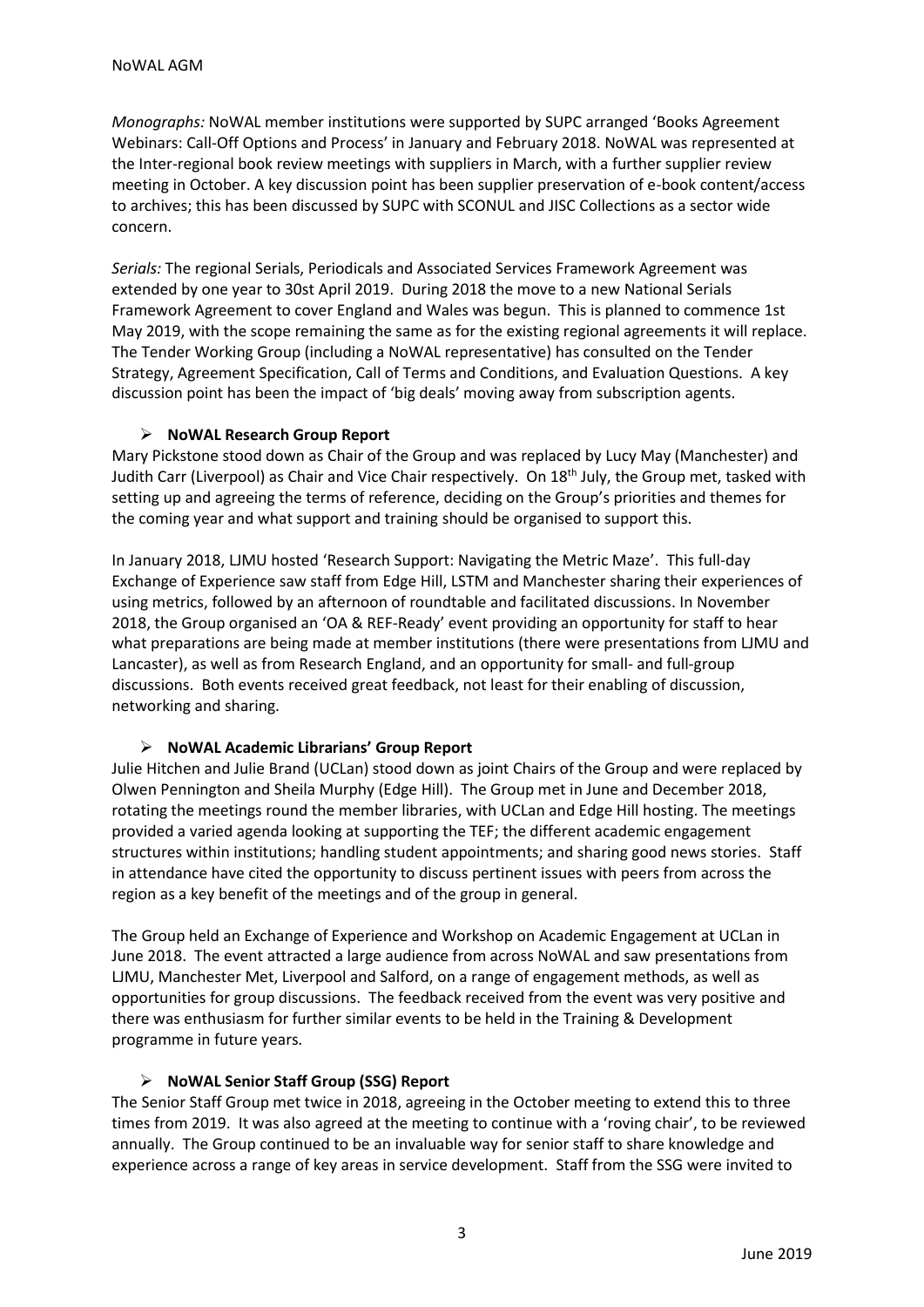*Monographs:* NoWAL member institutions were supported by SUPC arranged 'Books Agreement Webinars: Call-Off Options and Process' in January and February 2018. NoWAL was represented at the Inter-regional book review meetings with suppliers in March, with a further supplier review meeting in October. A key discussion point has been supplier preservation of e-book content/access to archives; this has been discussed by SUPC with SCONUL and JISC Collections as a sector wide concern.

*Serials:* The regional Serials, Periodicals and Associated Services Framework Agreement was extended by one year to 30st April 2019. During 2018 the move to a new National Serials Framework Agreement to cover England and Wales was begun. This is planned to commence 1st May 2019, with the scope remaining the same as for the existing regional agreements it will replace. The Tender Working Group (including a NoWAL representative) has consulted on the Tender Strategy, Agreement Specification, Call of Terms and Conditions, and Evaluation Questions. A key discussion point has been the impact of 'big deals' moving away from subscription agents.

- **NoWAL Research Group Report**

Mary Pickstone stood down as Chair of the Group and was replaced by Lucy May (Manchester) and Judith Carr (Liverpool) as Chair and Vice Chair respectively. On 18th July, the Group met, tasked with setting up and agreeing the terms of reference, deciding on the Group's priorities and themes for the coming year and what support and training should be organised to support this.

In January 2018, LJMU hosted 'Research Support: Navigating the Metric Maze'. This full-day Exchange of Experience saw staff from Edge Hill, LSTM and Manchester sharing their experiences of using metrics, followed by an afternoon of roundtable and facilitated discussions. In November 2018, the Group organised an 'OA & REF-Ready' event providing an opportunity for staff to hear what preparations are being made at member institutions (there were presentations from LJMU and Lancaster), as well as from Research England, and an opportunity for small- and full-group discussions. Both events received great feedback, not least for their enabling of discussion, networking and sharing.

- **NoWAL Academic Librarians' Group Report**

Julie Hitchen and Julie Brand (UCLan) stood down as joint Chairs of the Group and were replaced by Olwen Pennington and Sheila Murphy (Edge Hill). The Group met in June and December 2018, rotating the meetings round the member libraries, with UCLan and Edge Hill hosting. The meetings provided a varied agenda looking at supporting the TEF; the different academic engagement structures within institutions; handling student appointments; and sharing good news stories. Staff in attendance have cited the opportunity to discuss pertinent issues with peers from across the region as a key benefit of the meetings and of the group in general.

The Group held an Exchange of Experience and Workshop on Academic Engagement at UCLan in June 2018. The event attracted a large audience from across NoWAL and saw presentations from LJMU, Manchester Met, Liverpool and Salford, on a range of engagement methods, as well as opportunities for group discussions. The feedback received from the event was very positive and there was enthusiasm for further similar events to be held in the Training & Development programme in future years.

- **NoWAL Senior Staff Group (SSG) Report**

The Senior Staff Group met twice in 2018, agreeing in the October meeting to extend this to three times from 2019. It was also agreed at the meeting to continue with a 'roving chair', to be reviewed annually. The Group continued to be an invaluable way for senior staff to share knowledge and experience across a range of key areas in service development. Staff from the SSG were invited to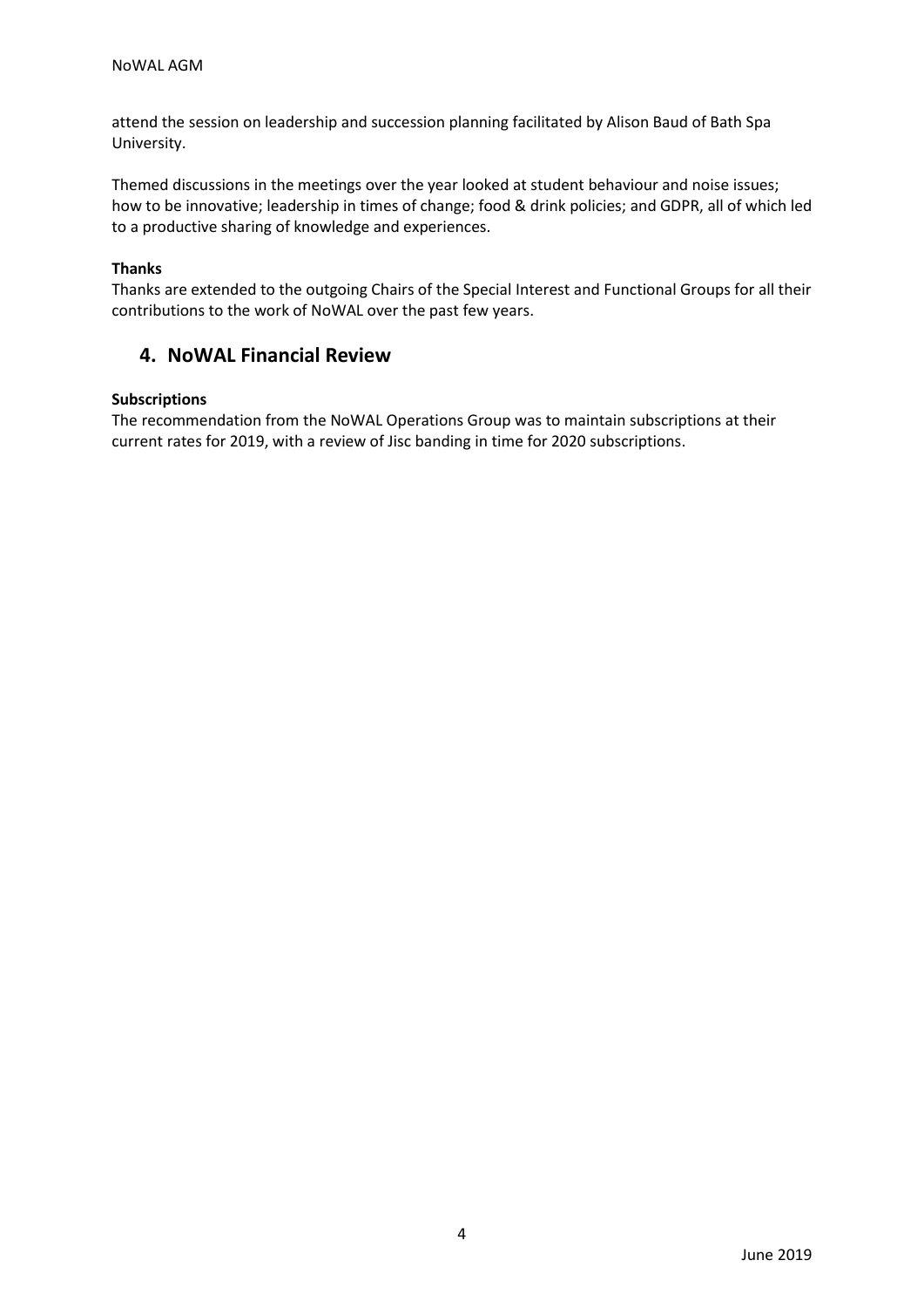attend the session on leadership and succession planning facilitated by Alison Baud of Bath Spa University.

Themed discussions in the meetings over the year looked at student behaviour and noise issues; how to be innovative; leadership in times of change; food & drink policies; and GDPR, all of which led to a productive sharing of knowledge and experiences.

**Thanks**

Thanks are extended to the outgoing Chairs of the Special Interest and Functional Groups for all their contributions to the work of NoWAL over the past few years.

## 4. NoWAL Financial Review

**Subscriptions**

The recommendation from the NoWAL Operations Group was to maintain subscriptions at their current rates for 2019, with a review of Jisc banding in time for 2020 subscriptions.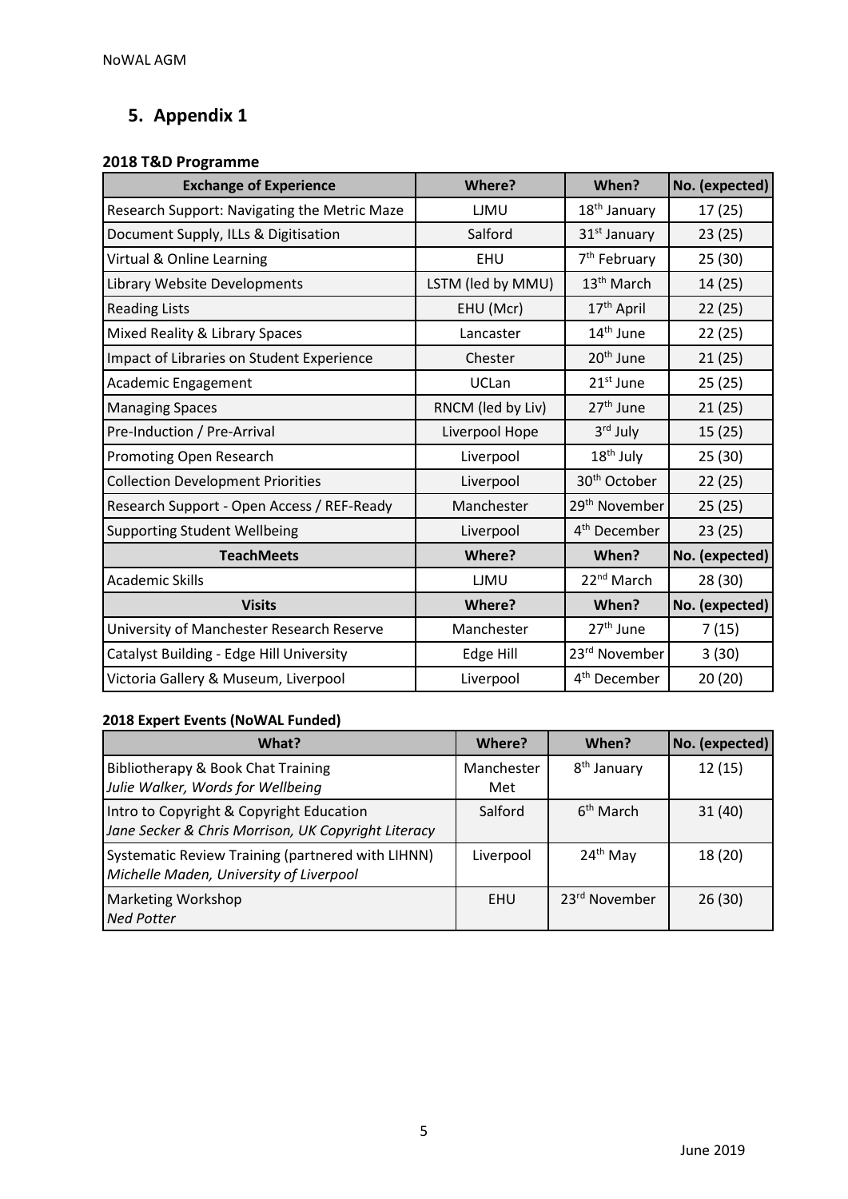## 5. Appendix 1

### 2018 T&D Programme

| Exchange of Experience | Where? | When? | No. (expected) |
|---|---|---|---|
| Research Support: Navigating the Metric Maze | LJMU | 18th January | 17 (25) |
| Document Supply, ILLs & Digitisation | Salford | 31st January | 23 (25) |
| Virtual & Online Learning | EHU | 7th February | 25 (30) |
| Library Website Developments | LSTM (led by MMU) | 13th March | 14 (25) |
| Reading Lists | EHU (Mcr) | 17th April | 22 (25) |
| Mixed Reality & Library Spaces | Lancaster | 14th June | 22 (25) |
| Impact of Libraries on Student Experience | Chester | 20th June | 21 (25) |
| Academic Engagement | UCLan | 21st June | 25 (25) |
| Managing Spaces | RNCM (led by Liv) | 27th June | 21 (25) |
| Pre-Induction / Pre-Arrival | Liverpool Hope | 3rd July | 15 (25) |
| Promoting Open Research | Liverpool | 18th July | 25 (30) |
| Collection Development Priorities | Liverpool | 30th October | 22 (25) |
| Research Support - Open Access / REF-Ready | Manchester | 29th November | 25 (25) |
| Supporting Student Wellbeing | Liverpool | 4th December | 23 (25) |
| **TeachMeets** | **Where?** | **When?** | **No. (expected)** |
| Academic Skills | LJMU | 22nd March | 28 (30) |
| **Visits** | **Where?** | **When?** | **No. (expected)** |
| University of Manchester Research Reserve | Manchester | 27th June | 7 (15) |
| Catalyst Building - Edge Hill University | Edge Hill | 23rd November | 3 (30) |
| Victoria Gallery & Museum, Liverpool | Liverpool | 4th December | 20 (20) |

### 2018 Expert Events (NoWAL Funded)

| What? | Where? | When? | No. (expected) |
|---|---|---|---|
| Bibliotherapy & Book Chat Training<br>*Julie Walker, Words for Wellbeing* | Manchester Met | 8th January | 12 (15) |
| Intro to Copyright & Copyright Education<br>*Jane Secker & Chris Morrison, UK Copyright Literacy* | Salford | 6th March | 31 (40) |
| Systematic Review Training (partnered with LIHNN)<br>*Michelle Maden, University of Liverpool* | Liverpool | 24th May | 18 (20) |
| Marketing Workshop<br>*Ned Potter* | EHU | 23rd November | 26 (30) |